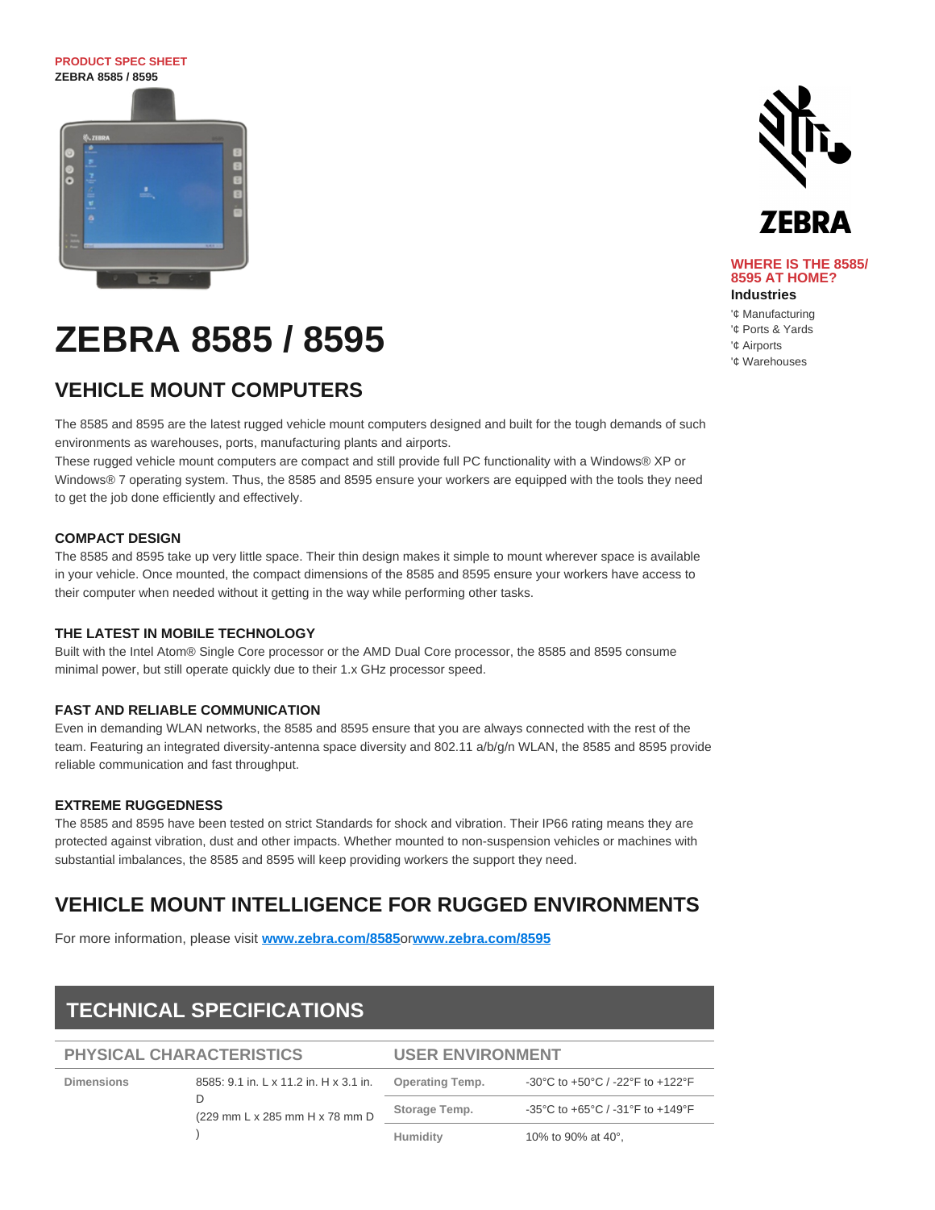PRODUCT SPEC SHEET
**ZEBRA 8585 / 8595**

# ZEBRA 8585 / 8595

## VEHICLE MOUNT COMPUTERS

The 8585 and 8595 are the latest rugged vehicle mount computers designed and built for the tough demands of such environments as warehouses, ports, manufacturing plants and airports.
These rugged vehicle mount computers are compact and still provide full PC functionality with a Windows® XP or Windows® 7 operating system. Thus, the 8585 and 8595 ensure your workers are equipped with the tools they need to get the job done efficiently and effectively.

### COMPACT DESIGN

The 8585 and 8595 take up very little space. Their thin design makes it simple to mount wherever space is available in your vehicle. Once mounted, the compact dimensions of the 8585 and 8595 ensure your workers have access to their computer when needed without it getting in the way while performing other tasks.

### THE LATEST IN MOBILE TECHNOLOGY

Built with the Intel Atom® Single Core processor or the AMD Dual Core processor, the 8585 and 8595 consume minimal power, but still operate quickly due to their 1.x GHz processor speed.

### FAST AND RELIABLE COMMUNICATION

Even in demanding WLAN networks, the 8585 and 8595 ensure that you are always connected with the rest of the team. Featuring an integrated diversity-antenna space diversity and 802.11 a/b/g/n WLAN, the 8585 and 8595 provide reliable communication and fast throughput.

### EXTREME RUGGEDNESS

The 8585 and 8595 have been tested on strict Standards for shock and vibration. Their IP66 rating means they are protected against vibration, dust and other impacts. Whether mounted to non-suspension vehicles or machines with substantial imbalances, the 8585 and 8595 will keep providing workers the support they need.

## VEHICLE MOUNT INTELLIGENCE FOR RUGGED ENVIRONMENTS

For more information, please visit **www.zebra.com/8585**or**www.zebra.com/8595**

**WHERE IS THE 8585/ 8595 AT HOME?**

**Industries**

- '¢ Manufacturing
- '¢ Ports & Yards
- '¢ Airports
- '¢ Warehouses

## TECHNICAL SPECIFICATIONS

| PHYSICAL CHARACTERISTICS | |
|---|---|
| Dimensions | 8585: 9.1 in. L x 11.2 in. H x 3.1 in. D (229 mm L x 285 mm H x 78 mm D ) |

| USER ENVIRONMENT | |
|---|---|
| Operating Temp. | -30°C to +50°C / -22°F to +122°F |
| Storage Temp. | -35°C to +65°C / -31°F to +149°F |
| Humidity | 10% to 90% at 40°, |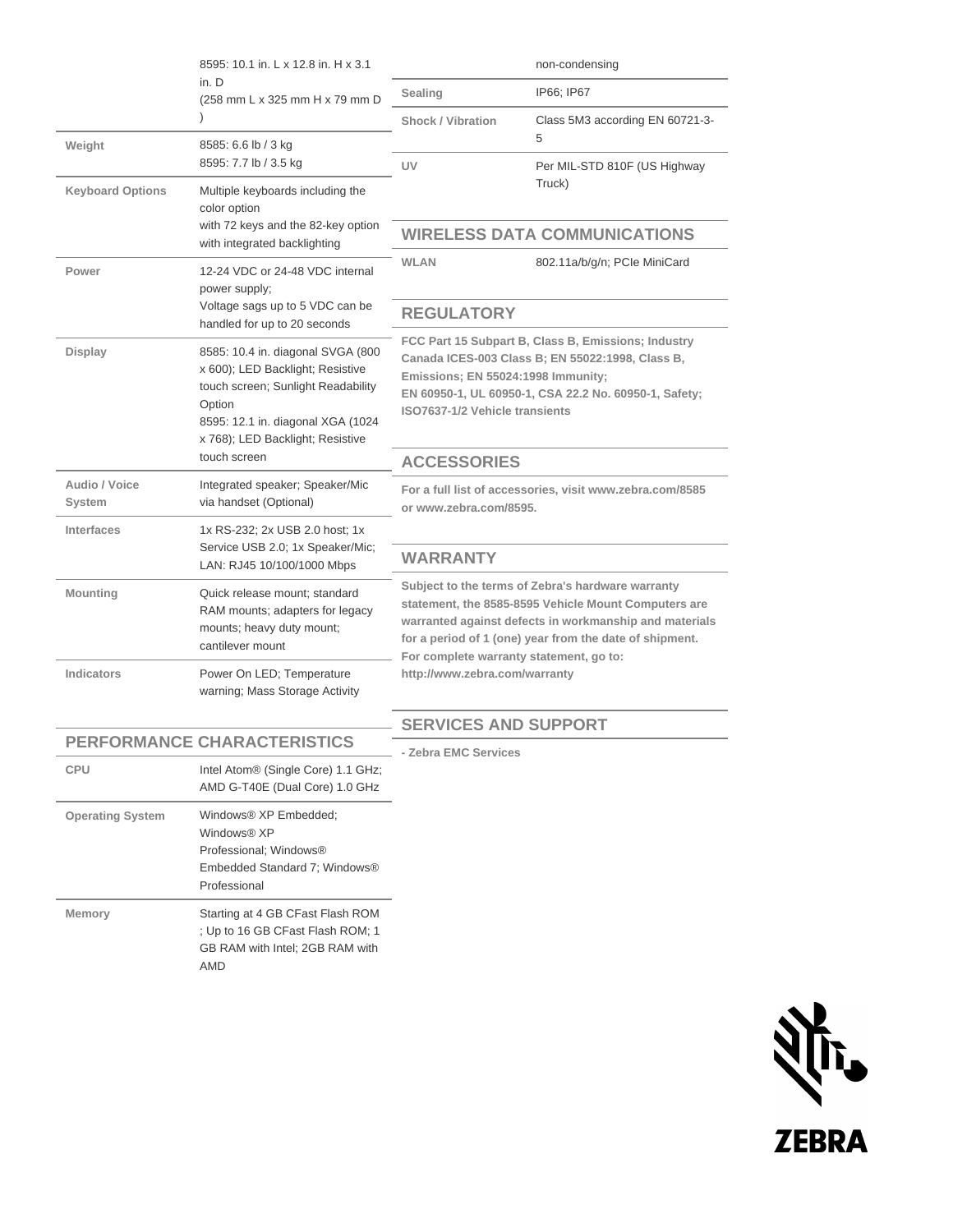| | |
|---|---|
| | 8595: 10.1 in. L x 12.8 in. H x 3.1 in. D (258 mm L x 325 mm H x 79 mm D ) |
| **Weight** | 8585: 6.6 lb / 3 kg<br>8595: 7.7 lb / 3.5 kg |
| **Keyboard Options** | Multiple keyboards including the color option with 72 keys and the 82-key option with integrated backlighting |
| **Power** | 12-24 VDC or 24-48 VDC internal power supply;<br>Voltage sags up to 5 VDC can be handled for up to 20 seconds |
| **Display** | 8585: 10.4 in. diagonal SVGA (800 x 600); LED Backlight; Resistive touch screen; Sunlight Readability Option<br>8595: 12.1 in. diagonal XGA (1024 x 768); LED Backlight; Resistive touch screen |
| **Audio / Voice System** | Integrated speaker; Speaker/Mic via handset (Optional) |
| **Interfaces** | 1x RS-232; 2x USB 2.0 host; 1x Service USB 2.0; 1x Speaker/Mic; LAN: RJ45 10/100/1000 Mbps |
| **Mounting** | Quick release mount; standard RAM mounts; adapters for legacy mounts; heavy duty mount; cantilever mount |
| **Indicators** | Power On LED; Temperature warning; Mass Storage Activity |

## PERFORMANCE CHARACTERISTICS

| | |
|---|---|
| **CPU** | Intel Atom® (Single Core) 1.1 GHz; AMD G-T40E (Dual Core) 1.0 GHz |
| **Operating System** | Windows® XP Embedded; Windows® XP Professional; Windows® Embedded Standard 7; Windows® Professional |
| **Memory** | Starting at 4 GB CFast Flash ROM ; Up to 16 GB CFast Flash ROM; 1 GB RAM with Intel; 2GB RAM with AMD |

| | |
|---|---|
| | non-condensing |
| **Sealing** | IP66; IP67 |
| **Shock / Vibration** | Class 5M3 according EN 60721-3-5 |
| **UV** | Per MIL-STD 810F (US Highway Truck) |

## WIRELESS DATA COMMUNICATIONS

| | |
|---|---|
| **WLAN** | 802.11a/b/g/n; PCIe MiniCard |

## REGULATORY

**FCC Part 15 Subpart B, Class B, Emissions; Industry Canada ICES-003 Class B; EN 55022:1998, Class B, Emissions; EN 55024:1998 Immunity;**
**EN 60950-1, UL 60950-1, CSA 22.2 No. 60950-1, Safety; ISO7637-1/2 Vehicle transients**

## ACCESSORIES

**For a full list of accessories, visit www.zebra.com/8585 or www.zebra.com/8595.**

## WARRANTY

**Subject to the terms of Zebra's hardware warranty statement, the 8585-8595 Vehicle Mount Computers are warranted against defects in workmanship and materials for a period of 1 (one) year from the date of shipment. For complete warranty statement, go to: http://www.zebra.com/warranty**

## SERVICES AND SUPPORT

**- Zebra EMC Services**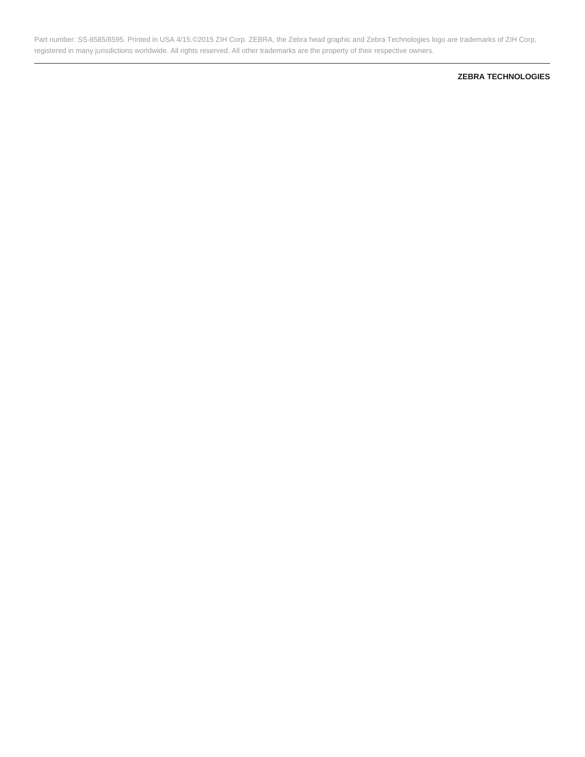Part number: SS-8585/8595. Printed in USA 4/15.©2015 ZIH Corp. ZEBRA, the Zebra head graphic and Zebra Technologies logo are trademarks of ZIH Corp, registered in many jurisdictions worldwide. All rights reserved. All other trademarks are the property of their respective owners.

---

**ZEBRA TECHNOLOGIES**